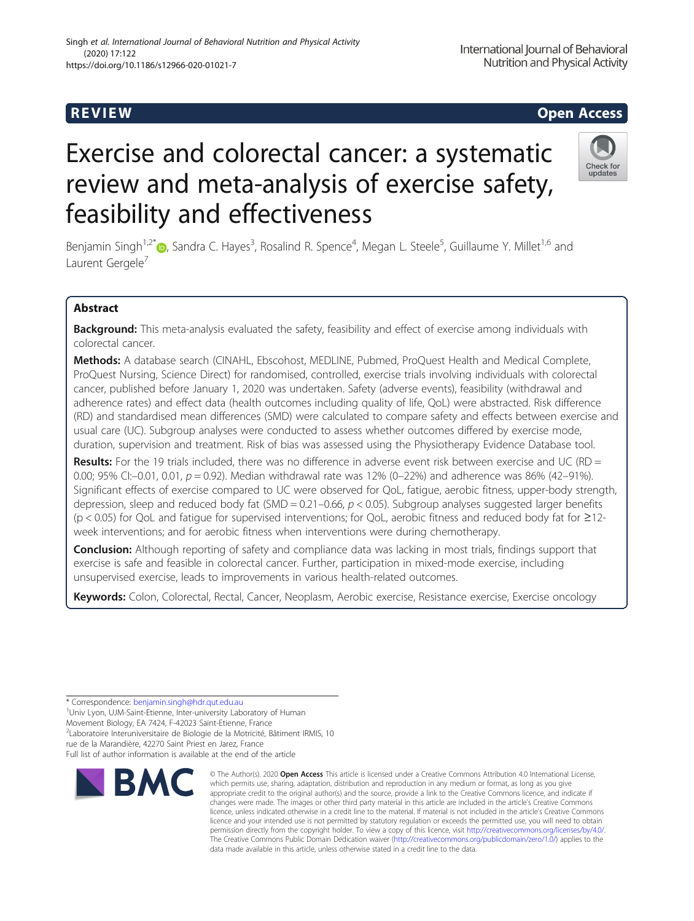REVIEW

Open Access

# Exercise and colorectal cancer: a systematic review and meta-analysis of exercise safety, feasibility and effectiveness

Benjamin Singh[1,2*], Sandra C. Hayes[3], Rosalind R. Spence[4], Megan L. Steele[5], Guillaume Y. Millet[1,6] and Laurent Gergele[7]

## Abstract

**Background:** This meta-analysis evaluated the safety, feasibility and effect of exercise among individuals with colorectal cancer.

**Methods:** A database search (CINAHL, Ebscohost, MEDLINE, Pubmed, ProQuest Health and Medical Complete, ProQuest Nursing, Science Direct) for randomised, controlled, exercise trials involving individuals with colorectal cancer, published before January 1, 2020 was undertaken. Safety (adverse events), feasibility (withdrawal and adherence rates) and effect data (health outcomes including quality of life, QoL) were abstracted. Risk difference (RD) and standardised mean differences (SMD) were calculated to compare safety and effects between exercise and usual care (UC). Subgroup analyses were conducted to assess whether outcomes differed by exercise mode, duration, supervision and treatment. Risk of bias was assessed using the Physiotherapy Evidence Database tool.

**Results:** For the 19 trials included, there was no difference in adverse event risk between exercise and UC (RD = 0.00; 95% CI:–0.01, 0.01, $p = 0.92$). Median withdrawal rate was 12% (0–22%) and adherence was 86% (42–91%). Significant effects of exercise compared to UC were observed for QoL, fatigue, aerobic fitness, upper-body strength, depression, sleep and reduced body fat (SMD = 0.21–0.66, $p < 0.05$). Subgroup analyses suggested larger benefits ($p < 0.05$) for QoL and fatigue for supervised interventions; for QoL, aerobic fitness and reduced body fat for ≥12-week interventions; and for aerobic fitness when interventions were during chemotherapy.

**Conclusion:** Although reporting of safety and compliance data was lacking in most trials, findings support that exercise is safe and feasible in colorectal cancer. Further, participation in mixed-mode exercise, including unsupervised exercise, leads to improvements in various health-related outcomes.

**Keywords:** Colon, Colorectal, Rectal, Cancer, Neoplasm, Aerobic exercise, Resistance exercise, Exercise oncology

---

* Correspondence: benjamin.singh@hdr.qut.edu.au
[1]Univ Lyon, UJM-Saint-Etienne, Inter-university Laboratory of Human Movement Biology, EA 7424, F-42023 Saint-Etienne, France
[2]Laboratoire Interuniversitaire de Biologie de la Motricité, Bâtiment IRMIS, 10 rue de la Marandière, 42270 Saint Priest en Jarez, France
Full list of author information is available at the end of the article

© The Author(s). 2020 **Open Access** This article is licensed under a Creative Commons Attribution 4.0 International License, which permits use, sharing, adaptation, distribution and reproduction in any medium or format, as long as you give appropriate credit to the original author(s) and the source, provide a link to the Creative Commons licence, and indicate if changes were made. The images or other third party material in this article are included in the article's Creative Commons licence, unless indicated otherwise in a credit line to the material. If material is not included in the article's Creative Commons licence and your intended use is not permitted by statutory regulation or exceeds the permitted use, you will need to obtain permission directly from the copyright holder. To view a copy of this licence, visit http://creativecommons.org/licenses/by/4.0/. The Creative Commons Public Domain Dedication waiver (http://creativecommons.org/publicdomain/zero/1.0/) applies to the data made available in this article, unless otherwise stated in a credit line to the data.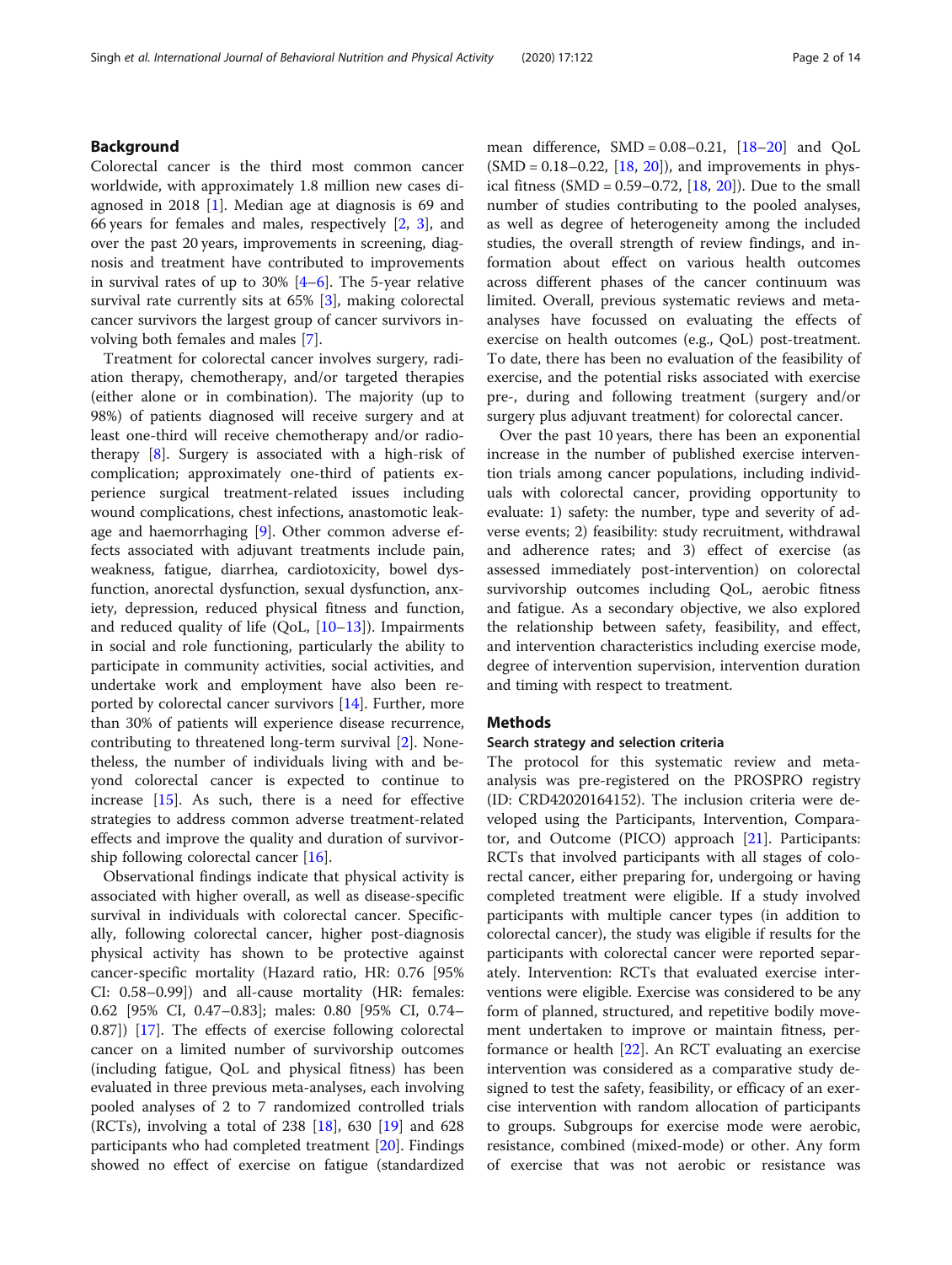## Background

Colorectal cancer is the third most common cancer worldwide, with approximately 1.8 million new cases diagnosed in 2018 [1]. Median age at diagnosis is 69 and 66 years for females and males, respectively [2, 3], and over the past 20 years, improvements in screening, diagnosis and treatment have contributed to improvements in survival rates of up to 30% [4–6]. The 5-year relative survival rate currently sits at 65% [3], making colorectal cancer survivors the largest group of cancer survivors involving both females and males [7].

Treatment for colorectal cancer involves surgery, radiation therapy, chemotherapy, and/or targeted therapies (either alone or in combination). The majority (up to 98%) of patients diagnosed will receive surgery and at least one-third will receive chemotherapy and/or radiotherapy [8]. Surgery is associated with a high-risk of complication; approximately one-third of patients experience surgical treatment-related issues including wound complications, chest infections, anastomotic leakage and haemorrhaging [9]. Other common adverse effects associated with adjuvant treatments include pain, weakness, fatigue, diarrhea, cardiotoxicity, bowel dysfunction, anorectal dysfunction, sexual dysfunction, anxiety, depression, reduced physical fitness and function, and reduced quality of life (QoL, [10–13]). Impairments in social and role functioning, particularly the ability to participate in community activities, social activities, and undertake work and employment have also been reported by colorectal cancer survivors [14]. Further, more than 30% of patients will experience disease recurrence, contributing to threatened long-term survival [2]. Nonetheless, the number of individuals living with and beyond colorectal cancer is expected to continue to increase [15]. As such, there is a need for effective strategies to address common adverse treatment-related effects and improve the quality and duration of survivorship following colorectal cancer [16].

Observational findings indicate that physical activity is associated with higher overall, as well as disease-specific survival in individuals with colorectal cancer. Specifically, following colorectal cancer, higher post-diagnosis physical activity has shown to be protective against cancer-specific mortality (Hazard ratio, HR: 0.76 [95% CI: 0.58–0.99]) and all-cause mortality (HR: females: 0.62 [95% CI, 0.47–0.83]; males: 0.80 [95% CI, 0.74–0.87]) [17]. The effects of exercise following colorectal cancer on a limited number of survivorship outcomes (including fatigue, QoL and physical fitness) has been evaluated in three previous meta-analyses, each involving pooled analyses of 2 to 7 randomized controlled trials (RCTs), involving a total of 238 [18], 630 [19] and 628 participants who had completed treatment [20]. Findings showed no effect of exercise on fatigue (standardized mean difference, SMD = 0.08–0.21, [18–20] and QoL (SMD = 0.18–0.22, [18, 20]), and improvements in physical fitness (SMD = 0.59–0.72, [18, 20]). Due to the small number of studies contributing to the pooled analyses, as well as degree of heterogeneity among the included studies, the overall strength of review findings, and information about effect on various health outcomes across different phases of the cancer continuum was limited. Overall, previous systematic reviews and meta-analyses have focussed on evaluating the effects of exercise on health outcomes (e.g., QoL) post-treatment. To date, there has been no evaluation of the feasibility of exercise, and the potential risks associated with exercise pre-, during and following treatment (surgery and/or surgery plus adjuvant treatment) for colorectal cancer.

Over the past 10 years, there has been an exponential increase in the number of published exercise intervention trials among cancer populations, including individuals with colorectal cancer, providing opportunity to evaluate: 1) safety: the number, type and severity of adverse events; 2) feasibility: study recruitment, withdrawal and adherence rates; and 3) effect of exercise (as assessed immediately post-intervention) on colorectal survivorship outcomes including QoL, aerobic fitness and fatigue. As a secondary objective, we also explored the relationship between safety, feasibility, and effect, and intervention characteristics including exercise mode, degree of intervention supervision, intervention duration and timing with respect to treatment.

## Methods

### Search strategy and selection criteria

The protocol for this systematic review and meta-analysis was pre-registered on the PROSPRO registry (ID: CRD42020164152). The inclusion criteria were developed using the Participants, Intervention, Comparator, and Outcome (PICO) approach [21]. Participants: RCTs that involved participants with all stages of colorectal cancer, either preparing for, undergoing or having completed treatment were eligible. If a study involved participants with multiple cancer types (in addition to colorectal cancer), the study was eligible if results for the participants with colorectal cancer were reported separately. Intervention: RCTs that evaluated exercise interventions were eligible. Exercise was considered to be any form of planned, structured, and repetitive bodily movement undertaken to improve or maintain fitness, performance or health [22]. An RCT evaluating an exercise intervention was considered as a comparative study designed to test the safety, feasibility, or efficacy of an exercise intervention with random allocation of participants to groups. Subgroups for exercise mode were aerobic, resistance, combined (mixed-mode) or other. Any form of exercise that was not aerobic or resistance was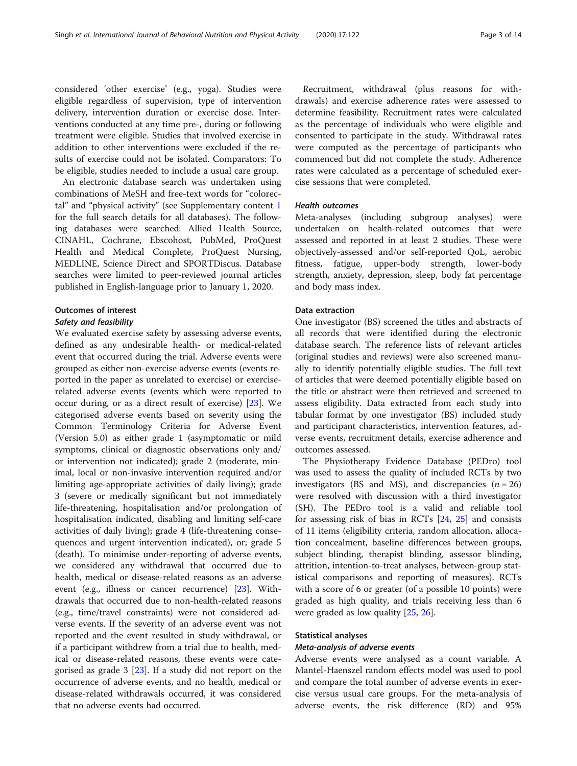considered 'other exercise' (e.g., yoga). Studies were eligible regardless of supervision, type of intervention delivery, intervention duration or exercise dose. Interventions conducted at any time pre-, during or following treatment were eligible. Studies that involved exercise in addition to other interventions were excluded if the results of exercise could not be isolated. Comparators: To be eligible, studies needed to include a usual care group.

An electronic database search was undertaken using combinations of MeSH and free-text words for "colorectal" and "physical activity" (see Supplementary content 1 for the full search details for all databases). The following databases were searched: Allied Health Source, CINAHL, Cochrane, Ebscohost, PubMed, ProQuest Health and Medical Complete, ProQuest Nursing, MEDLINE, Science Direct and SPORTDiscus. Database searches were limited to peer-reviewed journal articles published in English-language prior to January 1, 2020.

### Outcomes of interest

#### *Safety and feasibility*

We evaluated exercise safety by assessing adverse events, defined as any undesirable health- or medical-related event that occurred during the trial. Adverse events were grouped as either non-exercise adverse events (events reported in the paper as unrelated to exercise) or exercise-related adverse events (events which were reported to occur during, or as a direct result of exercise) [23]. We categorised adverse events based on severity using the Common Terminology Criteria for Adverse Event (Version 5.0) as either grade 1 (asymptomatic or mild symptoms, clinical or diagnostic observations only and/or intervention not indicated); grade 2 (moderate, minimal, local or non-invasive intervention required and/or limiting age-appropriate activities of daily living); grade 3 (severe or medically significant but not immediately life-threatening, hospitalisation and/or prolongation of hospitalisation indicated, disabling and limiting self-care activities of daily living); grade 4 (life-threatening consequences and urgent intervention indicated), or; grade 5 (death). To minimise under-reporting of adverse events, we considered any withdrawal that occurred due to health, medical or disease-related reasons as an adverse event (e.g., illness or cancer recurrence) [23]. Withdrawals that occurred due to non-health-related reasons (e.g., time/travel constraints) were not considered adverse events. If the severity of an adverse event was not reported and the event resulted in study withdrawal, or if a participant withdrew from a trial due to health, medical or disease-related reasons, these events were categorised as grade 3 [23]. If a study did not report on the occurrence of adverse events, and no health, medical or disease-related withdrawals occurred, it was considered that no adverse events had occurred.

Recruitment, withdrawal (plus reasons for withdrawals) and exercise adherence rates were assessed to determine feasibility. Recruitment rates were calculated as the percentage of individuals who were eligible and consented to participate in the study. Withdrawal rates were computed as the percentage of participants who commenced but did not complete the study. Adherence rates were calculated as a percentage of scheduled exercise sessions that were completed.

#### *Health outcomes*

Meta-analyses (including subgroup analyses) were undertaken on health-related outcomes that were assessed and reported in at least 2 studies. These were objectively-assessed and/or self-reported QoL, aerobic fitness, fatigue, upper-body strength, lower-body strength, anxiety, depression, sleep, body fat percentage and body mass index.

### Data extraction

One investigator (BS) screened the titles and abstracts of all records that were identified during the electronic database search. The reference lists of relevant articles (original studies and reviews) were also screened manually to identify potentially eligible studies. The full text of articles that were deemed potentially eligible based on the title or abstract were then retrieved and screened to assess eligibility. Data extracted from each study into tabular format by one investigator (BS) included study and participant characteristics, intervention features, adverse events, recruitment details, exercise adherence and outcomes assessed.

The Physiotherapy Evidence Database (PEDro) tool was used to assess the quality of included RCTs by two investigators (BS and MS), and discrepancies ($n = 26$) were resolved with discussion with a third investigator (SH). The PEDro tool is a valid and reliable tool for assessing risk of bias in RCTs [24, 25] and consists of 11 items (eligibility criteria, random allocation, allocation concealment, baseline differences between groups, subject blinding, therapist blinding, assessor blinding, attrition, intention-to-treat analyses, between-group statistical comparisons and reporting of measures). RCTs with a score of 6 or greater (of a possible 10 points) were graded as high quality, and trials receiving less than 6 were graded as low quality [25, 26].

### Statistical analyses

#### *Meta-analysis of adverse events*

Adverse events were analysed as a count variable. A Mantel-Haenszel random effects model was used to pool and compare the total number of adverse events in exercise versus usual care groups. For the meta-analysis of adverse events, the risk difference (RD) and 95%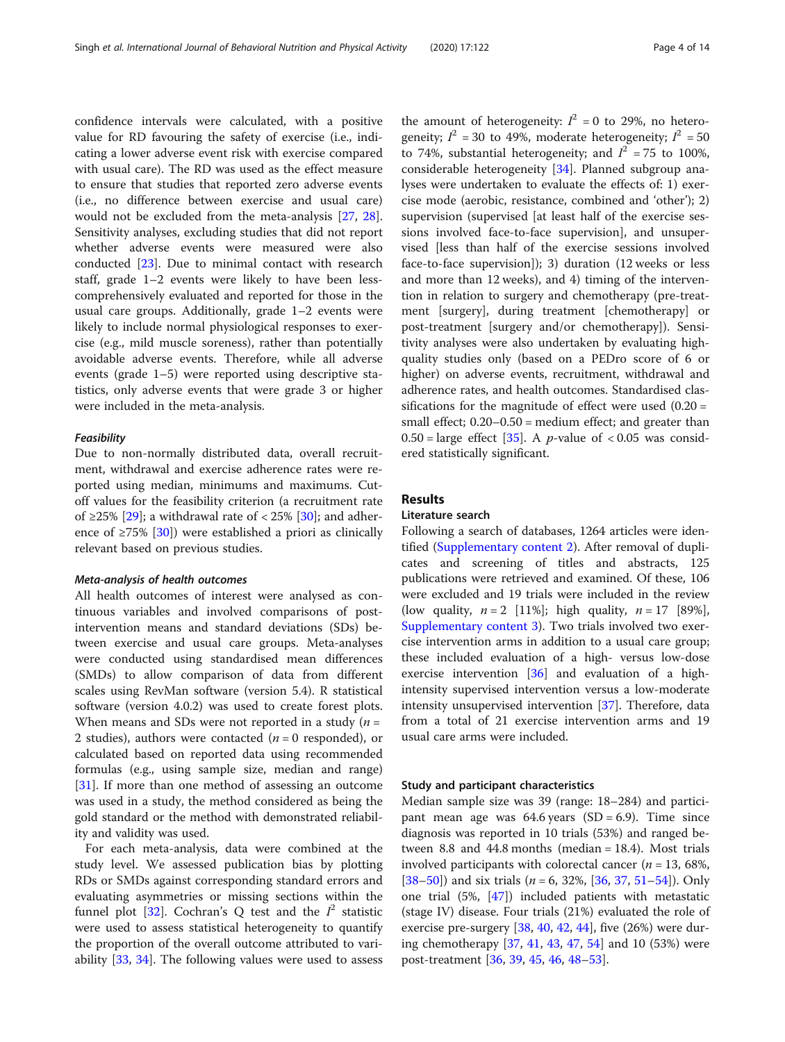confidence intervals were calculated, with a positive value for RD favouring the safety of exercise (i.e., indicating a lower adverse event risk with exercise compared with usual care). The RD was used as the effect measure to ensure that studies that reported zero adverse events (i.e., no difference between exercise and usual care) would not be excluded from the meta-analysis [27, 28]. Sensitivity analyses, excluding studies that did not report whether adverse events were measured were also conducted [23]. Due to minimal contact with research staff, grade 1–2 events were likely to have been less-comprehensively evaluated and reported for those in the usual care groups. Additionally, grade 1–2 events were likely to include normal physiological responses to exercise (e.g., mild muscle soreness), rather than potentially avoidable adverse events. Therefore, while all adverse events (grade 1–5) were reported using descriptive statistics, only adverse events that were grade 3 or higher were included in the meta-analysis.

#### Feasibility

Due to non-normally distributed data, overall recruitment, withdrawal and exercise adherence rates were reported using median, minimums and maximums. Cut-off values for the feasibility criterion (a recruitment rate of ≥25% [29]; a withdrawal rate of < 25% [30]; and adherence of ≥75% [30]) were established a priori as clinically relevant based on previous studies.

#### Meta-analysis of health outcomes

All health outcomes of interest were analysed as continuous variables and involved comparisons of post-intervention means and standard deviations (SDs) between exercise and usual care groups. Meta-analyses were conducted using standardised mean differences (SMDs) to allow comparison of data from different scales using RevMan software (version 5.4). R statistical software (version 4.0.2) was used to create forest plots. When means and SDs were not reported in a study ($n$ = 2 studies), authors were contacted ($n$ = 0 responded), or calculated based on reported data using recommended formulas (e.g., using sample size, median and range) [31]. If more than one method of assessing an outcome was used in a study, the method considered as being the gold standard or the method with demonstrated reliability and validity was used.

For each meta-analysis, data were combined at the study level. We assessed publication bias by plotting RDs or SMDs against corresponding standard errors and evaluating asymmetries or missing sections within the funnel plot [32]. Cochran's Q test and the $I^2$ statistic were used to assess statistical heterogeneity to quantify the proportion of the overall outcome attributed to variability [33, 34]. The following values were used to assess the amount of heterogeneity: $I^2$ = 0 to 29%, no heterogeneity; $I^2$ = 30 to 49%, moderate heterogeneity; $I^2$ = 50 to 74%, substantial heterogeneity; and $I^2$ = 75 to 100%, considerable heterogeneity [34]. Planned subgroup analyses were undertaken to evaluate the effects of: 1) exercise mode (aerobic, resistance, combined and 'other'); 2) supervision (supervised [at least half of the exercise sessions involved face-to-face supervision], and unsupervised [less than half of the exercise sessions involved face-to-face supervision]); 3) duration (12 weeks or less and more than 12 weeks), and 4) timing of the intervention in relation to surgery and chemotherapy (pre-treatment [surgery], during treatment [chemotherapy] or post-treatment [surgery and/or chemotherapy]). Sensitivity analyses were also undertaken by evaluating high-quality studies only (based on a PEDro score of 6 or higher) on adverse events, recruitment, withdrawal and adherence rates, and health outcomes. Standardised classifications for the magnitude of effect were used (0.20 = small effect; 0.20–0.50 = medium effect; and greater than 0.50 = large effect [35]. A $p$-value of < 0.05 was considered statistically significant.

## Results

### Literature search

Following a search of databases, 1264 articles were identified (Supplementary content 2). After removal of duplicates and screening of titles and abstracts, 125 publications were retrieved and examined. Of these, 106 were excluded and 19 trials were included in the review (low quality, $n = 2$ [11%]; high quality, $n = 17$ [89%], Supplementary content 3). Two trials involved two exercise intervention arms in addition to a usual care group; these included evaluation of a high- versus low-dose exercise intervention [36] and evaluation of a high-intensity supervised intervention versus a low-moderate intensity unsupervised intervention [37]. Therefore, data from a total of 21 exercise intervention arms and 19 usual care arms were included.

### Study and participant characteristics

Median sample size was 39 (range: 18–284) and participant mean age was 64.6 years (SD = 6.9). Time since diagnosis was reported in 10 trials (53%) and ranged between 8.8 and 44.8 months (median = 18.4). Most trials involved participants with colorectal cancer ($n$ = 13, 68%, [38–50]) and six trials ($n$ = 6, 32%, [36, 37, 51–54]). Only one trial (5%, [47]) included patients with metastatic (stage IV) disease. Four trials (21%) evaluated the role of exercise pre-surgery [38, 40, 42, 44], five (26%) were during chemotherapy [37, 41, 43, 47, 54] and 10 (53%) were post-treatment [36, 39, 45, 46, 48–53].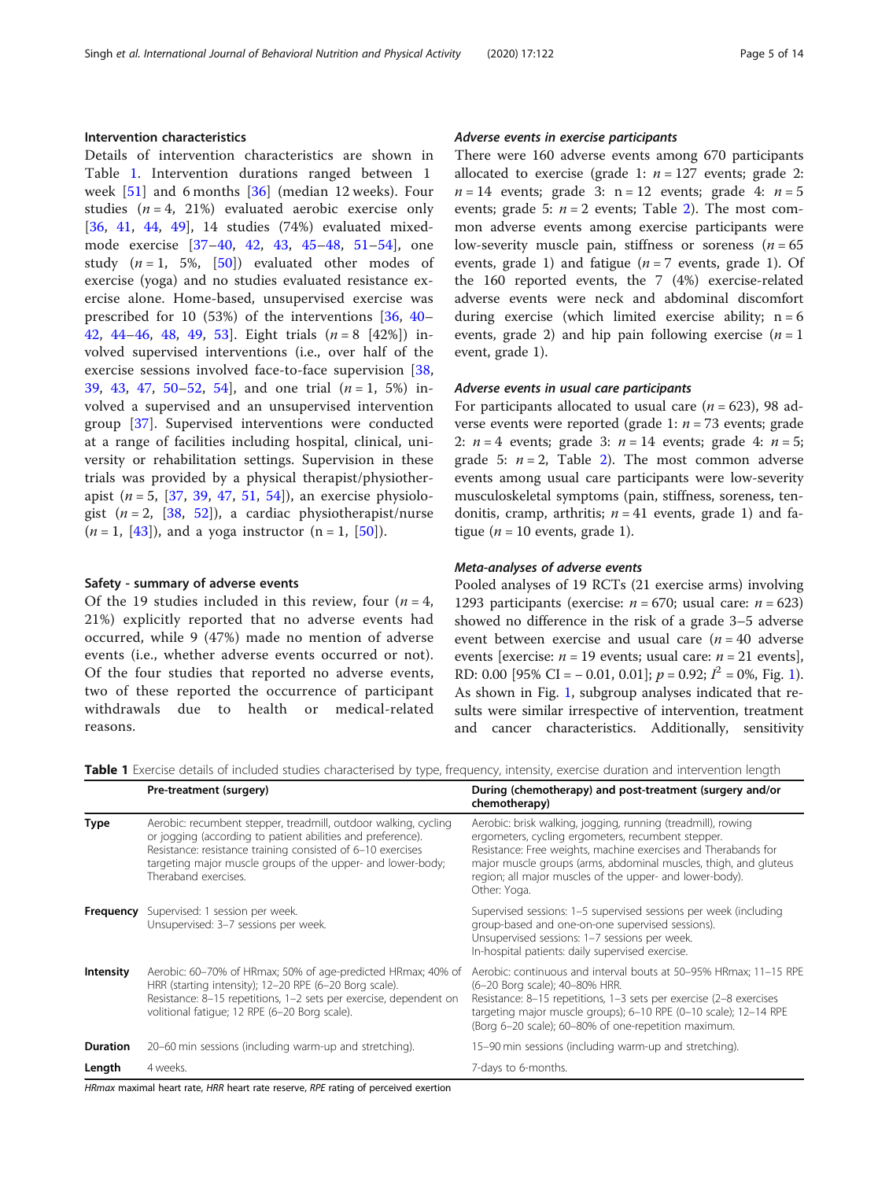### Intervention characteristics

Details of intervention characteristics are shown in Table 1. Intervention durations ranged between 1 week [51] and 6 months [36] (median 12 weeks). Four studies ($n = 4$, 21%) evaluated aerobic exercise only [36, 41, 44, 49], 14 studies (74%) evaluated mixed-mode exercise [37–40, 42, 43, 45–48, 51–54], one study ($n = 1$, 5%, [50]) evaluated other modes of exercise (yoga) and no studies evaluated resistance exercise alone. Home-based, unsupervised exercise was prescribed for 10 (53%) of the interventions [36, 40–42, 44–46, 48, 49, 53]. Eight trials ($n = 8$ [42%]) involved supervised interventions (i.e., over half of the exercise sessions involved face-to-face supervision [38, 39, 43, 47, 50–52, 54], and one trial ($n = 1$, 5%) involved a supervised and an unsupervised intervention group [37]. Supervised interventions were conducted at a range of facilities including hospital, clinical, university or rehabilitation settings. Supervision in these trials was provided by a physical therapist/physiotherapist ($n = 5$, [37, 39, 47, 51, 54]), an exercise physiologist ($n = 2$, [38, 52]), a cardiac physiotherapist/nurse ($n = 1$, [43]), and a yoga instructor ($n = 1$, [50]).

### Safety - summary of adverse events

Of the 19 studies included in this review, four ($n = 4$, 21%) explicitly reported that no adverse events had occurred, while 9 (47%) made no mention of adverse events (i.e., whether adverse events occurred or not). Of the four studies that reported no adverse events, two of these reported the occurrence of participant withdrawals due to health or medical-related reasons.

#### *Adverse events in exercise participants*

There were 160 adverse events among 670 participants allocated to exercise (grade 1: $n = 127$ events; grade 2: $n = 14$ events; grade 3: $n = 12$ events; grade 4: $n = 5$ events; grade 5: $n = 2$ events; Table 2). The most common adverse events among exercise participants were low-severity muscle pain, stiffness or soreness ($n = 65$ events, grade 1) and fatigue ($n = 7$ events, grade 1). Of the 160 reported events, the 7 (4%) exercise-related adverse events were neck and abdominal discomfort during exercise (which limited exercise ability; $n = 6$ events, grade 2) and hip pain following exercise ($n = 1$ event, grade 1).

#### *Adverse events in usual care participants*

For participants allocated to usual care ($n = 623$), 98 adverse events were reported (grade 1: $n = 73$ events; grade 2: $n = 4$ events; grade 3: $n = 14$ events; grade 4: $n = 5$; grade 5: $n = 2$, Table 2). The most common adverse events among usual care participants were low-severity musculoskeletal symptoms (pain, stiffness, soreness, tendonitis, cramp, arthritis; $n = 41$ events, grade 1) and fatigue ($n = 10$ events, grade 1).

#### *Meta-analyses of adverse events*

Pooled analyses of 19 RCTs (21 exercise arms) involving 1293 participants (exercise: $n = 670$; usual care: $n = 623$) showed no difference in the risk of a grade 3–5 adverse event between exercise and usual care ($n = 40$ adverse events [exercise: $n = 19$ events; usual care: $n = 21$ events], RD: 0.00 [95% CI = − 0.01, 0.01]; $p = 0.92$; $I^2 = 0\%$, Fig. 1). As shown in Fig. 1, subgroup analyses indicated that results were similar irrespective of intervention, treatment and cancer characteristics. Additionally, sensitivity

**Table 1** Exercise details of included studies characterised by type, frequency, intensity, exercise duration and intervention length

| | Pre-treatment (surgery) | During (chemotherapy) and post-treatment (surgery and/or chemotherapy) |
|---|---|---|
| **Type** | Aerobic: recumbent stepper, treadmill, outdoor walking, cycling or jogging (according to patient abilities and preference). Resistance: resistance training consisted of 6–10 exercises targeting major muscle groups of the upper- and lower-body; Theraband exercises. | Aerobic: brisk walking, jogging, running (treadmill), rowing ergometers, cycling ergometers, recumbent stepper. Resistance: Free weights, machine exercises and Therabands for major muscle groups (arms, abdominal muscles, thigh, and gluteus region; all major muscles of the upper- and lower-body). Other: Yoga. |
| **Frequency** | Supervised: 1 session per week. Unsupervised: 3–7 sessions per week. | Supervised sessions: 1–5 supervised sessions per week (including group-based and one-on-one supervised sessions). Unsupervised sessions: 1–7 sessions per week. In-hospital patients: daily supervised exercise. |
| **Intensity** | Aerobic: 60–70% of HRmax; 50% of age-predicted HRmax; 40% of HRR (starting intensity); 12–20 RPE (6–20 Borg scale). Resistance: 8–15 repetitions, 1–2 sets per exercise, dependent on volitional fatigue; 12 RPE (6–20 Borg scale). | Aerobic: continuous and interval bouts at 50–95% HRmax; 11–15 RPE (6–20 Borg scale); 40–80% HRR. Resistance: 8–15 repetitions, 1–3 sets per exercise (2–8 exercises targeting major muscle groups); 6–10 RPE (0–10 scale); 12–14 RPE (Borg 6–20 scale); 60–80% of one-repetition maximum. |
| **Duration** | 20–60 min sessions (including warm-up and stretching). | 15–90 min sessions (including warm-up and stretching). |
| **Length** | 4 weeks. | 7-days to 6-months. |

*HRmax* maximal heart rate, *HRR* heart rate reserve, *RPE* rating of perceived exertion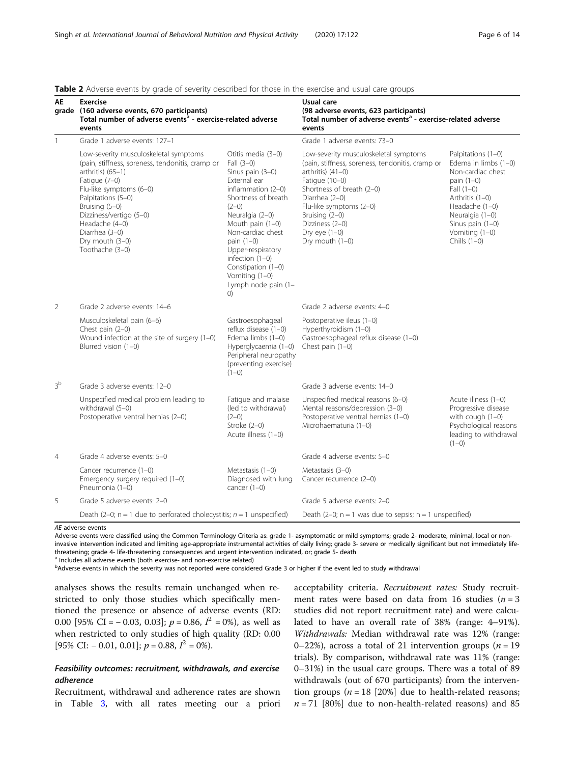**Table 2** Adverse events by grade of severity described for those in the exercise and usual care groups

| AE grade | Exercise (160 adverse events, 670 participants) Total number of adverse events[a] - exercise-related adverse events | | Usual care (98 adverse events, 623 participants) Total number of adverse events[a] - exercise-related adverse events | |
|---|---|---|---|---|
| 1 | Grade 1 adverse events: 127–1 | | Grade 1 adverse events: 73–0 | |
| | Low-severity musculoskeletal symptoms (pain, stiffness, soreness, tendonitis, cramp or arthritis) (65–1)<br>Fatigue (7–0)<br>Flu-like symptoms (6–0)<br>Palpitations (5–0)<br>Bruising (5–0)<br>Dizziness/vertigo (5–0)<br>Headache (4–0)<br>Diarrhea (3–0)<br>Dry mouth (3–0)<br>Toothache (3–0) | Otitis media (3–0)<br>Fall (3–0)<br>Sinus pain (3–0)<br>External ear inflammation (2–0)<br>Shortness of breath (2–0)<br>Neuralgia (2–0)<br>Mouth pain (1–0)<br>Non-cardiac chest pain (1–0)<br>Upper-respiratory infection (1–0)<br>Constipation (1–0)<br>Vomiting (1–0)<br>Lymph node pain (1–0) | Low-severity musculoskeletal symptoms (pain, stiffness, soreness, tendonitis, cramp or arthritis) (41–0)<br>Fatigue (10–0)<br>Shortness of breath (2–0)<br>Diarrhea (2–0)<br>Flu-like symptoms (2–0)<br>Bruising (2–0)<br>Dizziness (2–0)<br>Dry eye (1–0)<br>Dry mouth (1–0) | Palpitations (1–0)<br>Edema in limbs (1–0)<br>Non-cardiac chest pain (1–0)<br>Fall (1–0)<br>Arthritis (1–0)<br>Headache (1–0)<br>Neuralgia (1–0)<br>Sinus pain (1–0)<br>Vomiting (1–0)<br>Chills (1–0) |
| 2 | Grade 2 adverse events: 14–6 | | Grade 2 adverse events: 4–0 | |
| | Musculoskeletal pain (6–6)<br>Chest pain (2–0)<br>Wound infection at the site of surgery (1–0)<br>Blurred vision (1–0) | Gastroesophageal reflux disease (1–0)<br>Edema limbs (1–0)<br>Hyperglycaemia (1–0)<br>Peripheral neuropathy (preventing exercise) (1–0) | Postoperative ileus (1–0)<br>Hyperthyroidism (1–0)<br>Gastroesophageal reflux disease (1–0)<br>Chest pain (1–0) | |
| 3[b] | Grade 3 adverse events: 12–0 | | Grade 3 adverse events: 14–0 | |
| | Unspecified medical problem leading to withdrawal (5–0)<br>Postoperative ventral hernias (2–0) | Fatigue and malaise (led to withdrawal) (2–0)<br>Stroke (2–0)<br>Acute illness (1–0) | Unspecified medical reasons (6–0)<br>Mental reasons/depression (3–0)<br>Postoperative ventral hernias (1–0)<br>Microhaematuria (1–0) | Acute illness (1–0)<br>Progressive disease with cough (1–0)<br>Psychological reasons leading to withdrawal (1–0) |
| 4 | Grade 4 adverse events: 5–0 | | Grade 4 adverse events: 5–0 | |
| | Cancer recurrence (1–0)<br>Emergency surgery required (1–0)<br>Pneumonia (1–0) | Metastasis (1–0)<br>Diagnosed with lung cancer (1–0) | Metastasis (3–0)<br>Cancer recurrence (2–0) | |
| 5 | Grade 5 adverse events: 2–0 | | Grade 5 adverse events: 2–0 | |
| | Death (2–0; n = 1 due to perforated cholecystitis; n = 1 unspecified) | | Death (2–0; n = 1 was due to sepsis; n = 1 unspecified) | |

*AE* adverse events

Adverse events were classified using the Common Terminology Criteria as: grade 1- asymptomatic or mild symptoms; grade 2- moderate, minimal, local or non-invasive intervention indicated and limiting age-appropriate instrumental activities of daily living; grade 3- severe or medically significant but not immediately life-threatening; grade 4- life-threatening consequences and urgent intervention indicated, or; grade 5- death

[a] Includes all adverse events (both exercise- and non-exercise related)

[b] Adverse events in which the severity was not reported were considered Grade 3 or higher if the event led to study withdrawal

analyses shows the results remain unchanged when restricted to only those studies which specifically mentioned the presence or absence of adverse events (RD: 0.00 [95% CI = − 0.03, 0.03]; $p = 0.86$, $I^2 = 0\%$), as well as when restricted to only studies of high quality (RD: 0.00 [95% CI: − 0.01, 0.01]; $p = 0.88$, $I^2 = 0\%$).

### *Feasibility outcomes: recruitment, withdrawals, and exercise adherence*

Recruitment, withdrawal and adherence rates are shown in Table 3, with all rates meeting our a priori acceptability criteria. *Recruitment rates:* Study recruitment rates were based on data from 16 studies ($n = 3$ studies did not report recruitment rate) and were calculated to have an overall rate of 38% (range: 4–91%). *Withdrawals:* Median withdrawal rate was 12% (range: 0–22%), across a total of 21 intervention groups ($n = 19$ trials). By comparison, withdrawal rate was 11% (range: 0–31%) in the usual care groups. There was a total of 89 withdrawals (out of 670 participants) from the intervention groups ($n = 18$ [20%] due to health-related reasons; $n = 71$ [80%] due to non-health-related reasons) and 85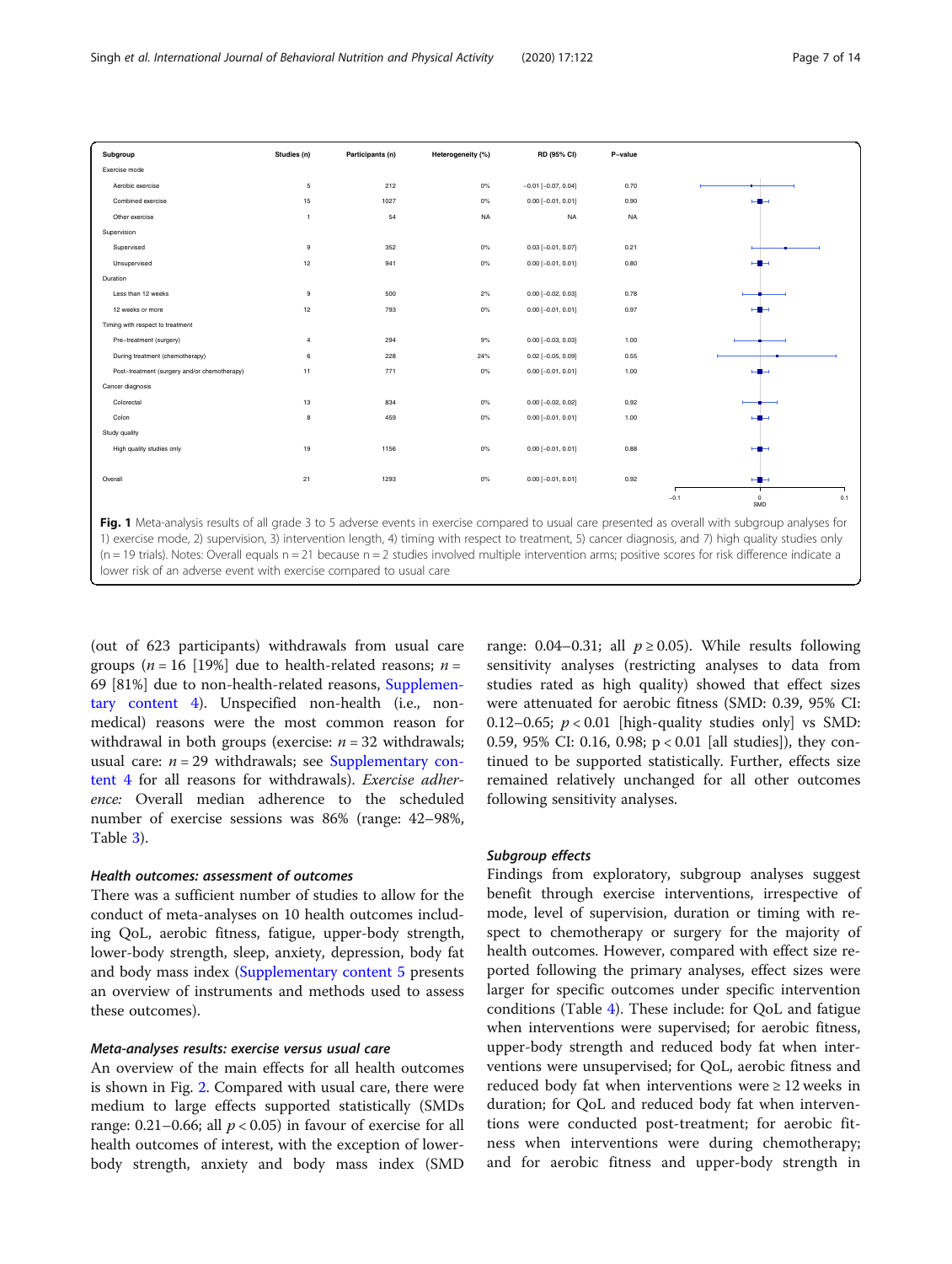| Subgroup | Studies (n) | Participants (n) | Heterogeneity (%) | RD (95% CI) | P-value |
|---|---|---|---|---|---|
| Exercise mode | | | | | |
| Aerobic exercise | 5 | 212 | 0% | −0.01 [−0.07, 0.04] | 0.70 |
| Combined exercise | 15 | 1027 | 0% | 0.00 [−0.01, 0.01] | 0.90 |
| Other exercise | 1 | 54 | NA | NA | NA |
| Supervision | | | | | |
| Supervised | 9 | 352 | 0% | 0.03 [−0.01, 0.07] | 0.21 |
| Unsupervised | 12 | 941 | 0% | 0.00 [−0.01, 0.01] | 0.80 |
| Duration | | | | | |
| Less than 12 weeks | 9 | 500 | 2% | 0.00 [−0.02, 0.03] | 0.78 |
| 12 weeks or more | 12 | 793 | 0% | 0.00 [−0.01, 0.01] | 0.97 |
| Timing with respect to treatment | | | | | |
| Pre−treatment (surgery) | 4 | 294 | 9% | 0.00 [−0.03, 0.03] | 1.00 |
| During treatment (chemotherapy) | 6 | 228 | 24% | 0.02 [−0.05, 0.09] | 0.55 |
| Post−treatment (surgery and/or chemotherapy) | 11 | 771 | 0% | 0.00 [−0.01, 0.01] | 1.00 |
| Cancer diagnosis | | | | | |
| Colorectal | 13 | 834 | 0% | 0.00 [−0.02, 0.02] | 0.92 |
| Colon | 8 | 459 | 0% | 0.00 [−0.01, 0.01] | 1.00 |
| Study quality | | | | | |
| High quality studies only | 19 | 1156 | 0% | 0.00 [−0.01, 0.01] | 0.88 |
| Overall | 21 | 1293 | 0% | 0.00 [−0.01, 0.01] | 0.92 |

**Fig. 1** Meta-analysis results of all grade 3 to 5 adverse events in exercise compared to usual care presented as overall with subgroup analyses for 1) exercise mode, 2) supervision, 3) intervention length, 4) timing with respect to treatment, 5) cancer diagnosis, and 7) high quality studies only (n = 19 trials). Notes: Overall equals n = 21 because n = 2 studies involved multiple intervention arms; positive scores for risk difference indicate a lower risk of an adverse event with exercise compared to usual care

(out of 623 participants) withdrawals from usual care groups ($n = 16$ [19%] due to health-related reasons; $n = 69$ [81%] due to non-health-related reasons, Supplementary content 4). Unspecified non-health (i.e., non-medical) reasons were the most common reason for withdrawal in both groups (exercise: $n = 32$ withdrawals; usual care: $n = 29$ withdrawals; see Supplementary content 4 for all reasons for withdrawals). *Exercise adherence:* Overall median adherence to the scheduled number of exercise sessions was 86% (range: 42–98%, Table 3).

#### Health outcomes: assessment of outcomes

There was a sufficient number of studies to allow for the conduct of meta-analyses on 10 health outcomes including QoL, aerobic fitness, fatigue, upper-body strength, lower-body strength, sleep, anxiety, depression, body fat and body mass index (Supplementary content 5 presents an overview of instruments and methods used to assess these outcomes).

#### Meta-analyses results: exercise versus usual care

An overview of the main effects for all health outcomes is shown in Fig. 2. Compared with usual care, there were medium to large effects supported statistically (SMDs range: 0.21–0.66; all $p < 0.05$) in favour of exercise for all health outcomes of interest, with the exception of lower-body strength, anxiety and body mass index (SMD range: 0.04–0.31; all $p \geq 0.05$). While results following sensitivity analyses (restricting analyses to data from studies rated as high quality) showed that effect sizes were attenuated for aerobic fitness (SMD: 0.39, 95% CI: 0.12–0.65; $p < 0.01$ [high-quality studies only] vs SMD: 0.59, 95% CI: 0.16, 0.98; $p < 0.01$ [all studies]), they continued to be supported statistically. Further, effects size remained relatively unchanged for all other outcomes following sensitivity analyses.

#### Subgroup effects

Findings from exploratory, subgroup analyses suggest benefit through exercise interventions, irrespective of mode, level of supervision, duration or timing with respect to chemotherapy or surgery for the majority of health outcomes. However, compared with effect size reported following the primary analyses, effect sizes were larger for specific outcomes under specific intervention conditions (Table 4). These include: for QoL and fatigue when interventions were supervised; for aerobic fitness, upper-body strength and reduced body fat when interventions were unsupervised; for QoL, aerobic fitness and reduced body fat when interventions were ≥ 12 weeks in duration; for QoL and reduced body fat when interventions were conducted post-treatment; for aerobic fitness when interventions were during chemotherapy; and for aerobic fitness and upper-body strength in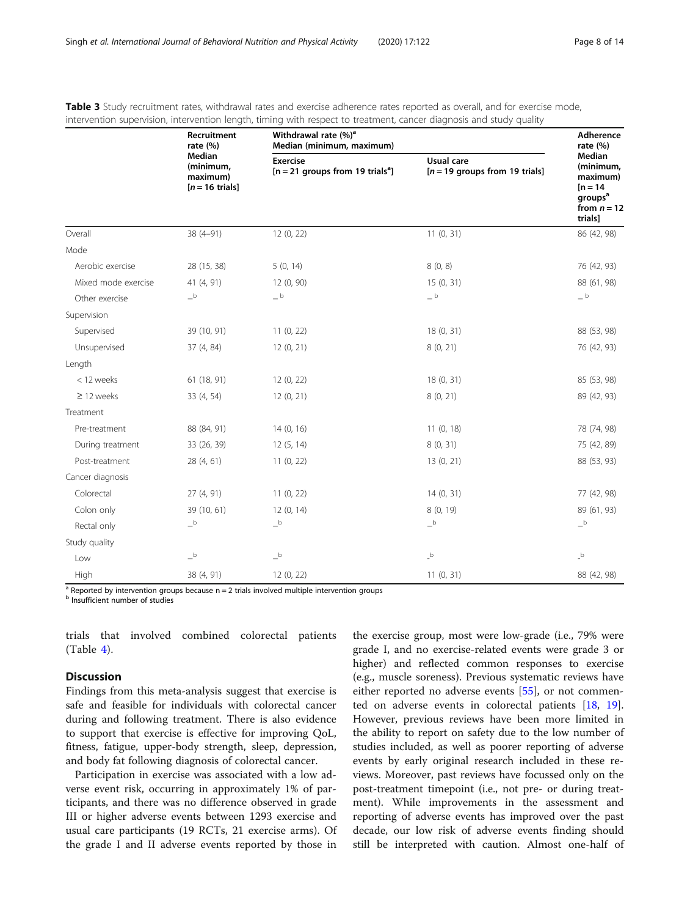**Table 3** Study recruitment rates, withdrawal rates and exercise adherence rates reported as overall, and for exercise mode, intervention supervision, intervention length, timing with respect to treatment, cancer diagnosis and study quality

| | Recruitment rate (%) Median (minimum, maximum) [$n$ = 16 trials] | Withdrawal rate (%)[a] Median (minimum, maximum) | | Adherence rate (%) Median (minimum, maximum) [n = 14 groups[a] from $n$ = 12 trials] |
|---|---|---|---|---|
| | | Exercise [n = 21 groups from 19 trials[a]] | Usual care [$n$ = 19 groups from 19 trials] | |
| Overall | 38 (4–91) | 12 (0, 22) | 11 (0, 31) | 86 (42, 98) |
| Mode | | | | |
| Aerobic exercise | 28 (15, 38) | 5 (0, 14) | 8 (0, 8) | 76 (42, 93) |
| Mixed mode exercise | 41 (4, 91) | 12 (0, 90) | 15 (0, 31) | 88 (61, 98) |
| Other exercise | _[b] | _[b] | _[b] | _[b] |
| Supervision | | | | |
| Supervised | 39 (10, 91) | 11 (0, 22) | 18 (0, 31) | 88 (53, 98) |
| Unsupervised | 37 (4, 84) | 12 (0, 21) | 8 (0, 21) | 76 (42, 93) |
| Length | | | | |
| < 12 weeks | 61 (18, 91) | 12 (0, 22) | 18 (0, 31) | 85 (53, 98) |
| ≥ 12 weeks | 33 (4, 54) | 12 (0, 21) | 8 (0, 21) | 89 (42, 93) |
| Treatment | | | | |
| Pre-treatment | 88 (84, 91) | 14 (0, 16) | 11 (0, 18) | 78 (74, 98) |
| During treatment | 33 (26, 39) | 12 (5, 14) | 8 (0, 31) | 75 (42, 89) |
| Post-treatment | 28 (4, 61) | 11 (0, 22) | 13 (0, 21) | 88 (53, 93) |
| Cancer diagnosis | | | | |
| Colorectal | 27 (4, 91) | 11 (0, 22) | 14 (0, 31) | 77 (42, 98) |
| Colon only | 39 (10, 61) | 12 (0, 14) | 8 (0, 19) | 89 (61, 93) |
| Rectal only | _[b] | _[b] | _[b] | _[b] |
| Study quality | | | | |
| Low | _[b] | _[b] | _[b] | _[b] |
| High | 38 (4, 91) | 12 (0, 22) | 11 (0, 31) | 88 (42, 98) |

[a] Reported by intervention groups because n = 2 trials involved multiple intervention groups
[b] Insufficient number of studies

trials that involved combined colorectal patients (Table 4).

## Discussion

Findings from this meta-analysis suggest that exercise is safe and feasible for individuals with colorectal cancer during and following treatment. There is also evidence to support that exercise is effective for improving QoL, fitness, fatigue, upper-body strength, sleep, depression, and body fat following diagnosis of colorectal cancer.

Participation in exercise was associated with a low adverse event risk, occurring in approximately 1% of participants, and there was no difference observed in grade III or higher adverse events between 1293 exercise and usual care participants (19 RCTs, 21 exercise arms). Of the grade I and II adverse events reported by those in the exercise group, most were low-grade (i.e., 79% were grade I, and no exercise-related events were grade 3 or higher) and reflected common responses to exercise (e.g., muscle soreness). Previous systematic reviews have either reported no adverse events [55], or not commented on adverse events in colorectal patients [18, 19]. However, previous reviews have been more limited in the ability to report on safety due to the low number of studies included, as well as poorer reporting of adverse events by early original research included in these reviews. Moreover, past reviews have focussed only on the post-treatment timepoint (i.e., not pre- or during treatment). While improvements in the assessment and reporting of adverse events has improved over the past decade, our low risk of adverse events finding should still be interpreted with caution. Almost one-half of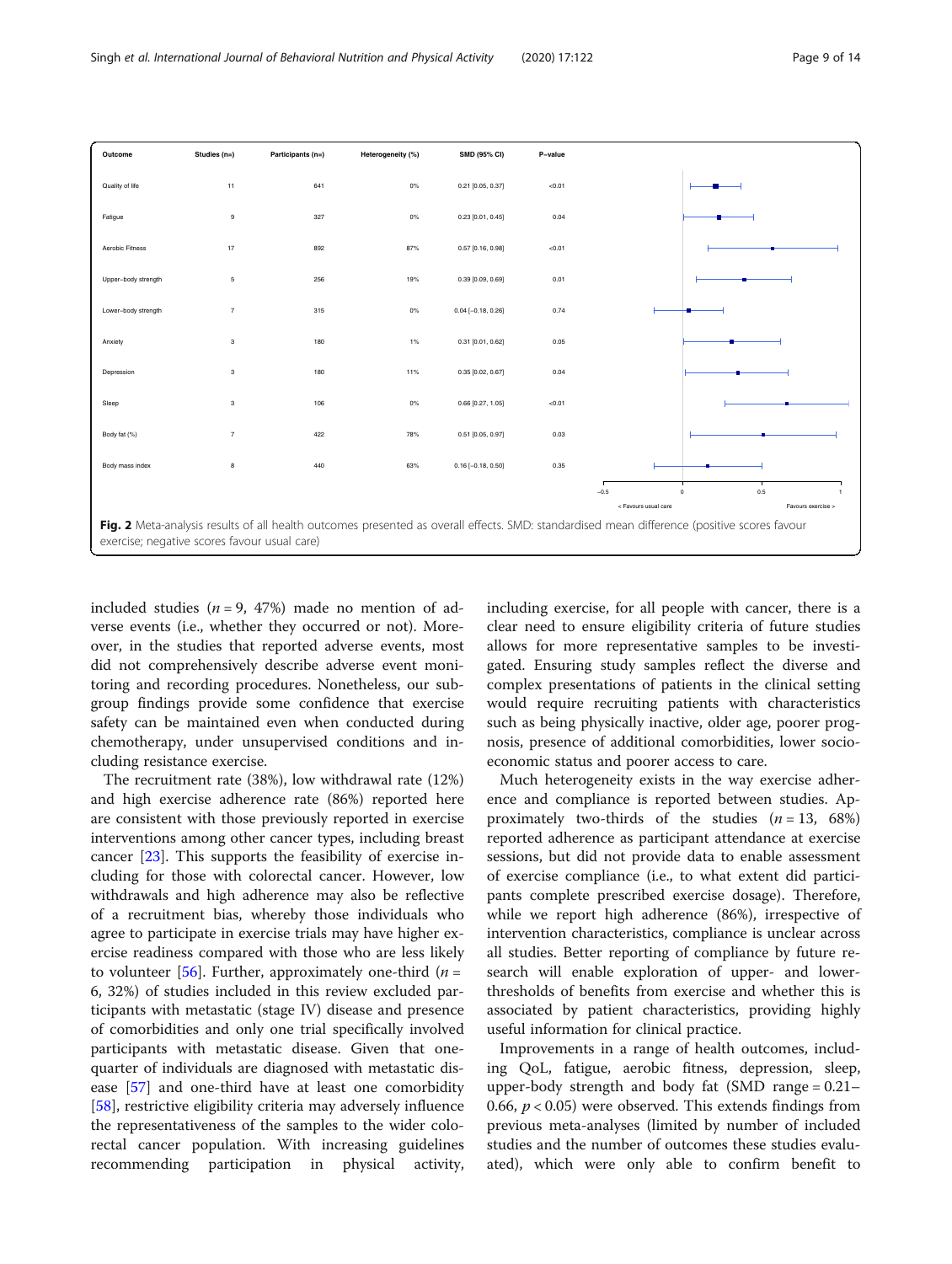| Outcome | Studies (n=) | Participants (n=) | Heterogeneity (%) | SMD (95% CI) | P-value |
|---|---|---|---|---|---|
| Quality of life | 11 | 641 | 0% | 0.21 [0.05, 0.37] | <0.01 |
| Fatigue | 9 | 327 | 0% | 0.23 [0.01, 0.45] | 0.04 |
| Aerobic Fitness | 17 | 892 | 87% | 0.57 [0.16, 0.98] | <0.01 |
| Upper–body strength | 5 | 256 | 19% | 0.39 [0.09, 0.69] | 0.01 |
| Lower–body strength | 7 | 315 | 0% | 0.04 [−0.18, 0.26] | 0.74 |
| Anxiety | 3 | 180 | 1% | 0.31 [0.01, 0.62] | 0.05 |
| Depression | 3 | 180 | 11% | 0.35 [0.02, 0.67] | 0.04 |
| Sleep | 3 | 106 | 0% | 0.66 [0.27, 1.05] | <0.01 |
| Body fat (%) | 7 | 422 | 78% | 0.51 [0.05, 0.97] | 0.03 |
| Body mass index | 8 | 440 | 63% | 0.16 [−0.18, 0.50] | 0.35 |

< Favours usual care | Favours exercise >

**Fig. 2** Meta-analysis results of all health outcomes presented as overall effects. SMD: standardised mean difference (positive scores favour exercise; negative scores favour usual care)

included studies ($n = 9$, 47%) made no mention of adverse events (i.e., whether they occurred or not). Moreover, in the studies that reported adverse events, most did not comprehensively describe adverse event monitoring and recording procedures. Nonetheless, our subgroup findings provide some confidence that exercise safety can be maintained even when conducted during chemotherapy, under unsupervised conditions and including resistance exercise.

The recruitment rate (38%), low withdrawal rate (12%) and high exercise adherence rate (86%) reported here are consistent with those previously reported in exercise interventions among other cancer types, including breast cancer [23]. This supports the feasibility of exercise including for those with colorectal cancer. However, low withdrawals and high adherence may also be reflective of a recruitment bias, whereby those individuals who agree to participate in exercise trials may have higher exercise readiness compared with those who are less likely to volunteer [56]. Further, approximately one-third ($n = 6$, 32%) of studies included in this review excluded participants with metastatic (stage IV) disease and presence of comorbidities and only one trial specifically involved participants with metastatic disease. Given that one-quarter of individuals are diagnosed with metastatic disease [57] and one-third have at least one comorbidity [58], restrictive eligibility criteria may adversely influence the representativeness of the samples to the wider colorectal cancer population. With increasing guidelines recommending participation in physical activity, including exercise, for all people with cancer, there is a clear need to ensure eligibility criteria of future studies allows for more representative samples to be investigated. Ensuring study samples reflect the diverse and complex presentations of patients in the clinical setting would require recruiting patients with characteristics such as being physically inactive, older age, poorer prognosis, presence of additional comorbidities, lower socioeconomic status and poorer access to care.

Much heterogeneity exists in the way exercise adherence and compliance is reported between studies. Approximately two-thirds of the studies ($n = 13$, 68%) reported adherence as participant attendance at exercise sessions, but did not provide data to enable assessment of exercise compliance (i.e., to what extent did participants complete prescribed exercise dosage). Therefore, while we report high adherence (86%), irrespective of intervention characteristics, compliance is unclear across all studies. Better reporting of compliance by future research will enable exploration of upper- and lower-thresholds of benefits from exercise and whether this is associated by patient characteristics, providing highly useful information for clinical practice.

Improvements in a range of health outcomes, including QoL, fatigue, aerobic fitness, depression, sleep, upper-body strength and body fat (SMD range = 0.21–0.66, $p < 0.05$) were observed. This extends findings from previous meta-analyses (limited by number of included studies and the number of outcomes these studies evaluated), which were only able to confirm benefit to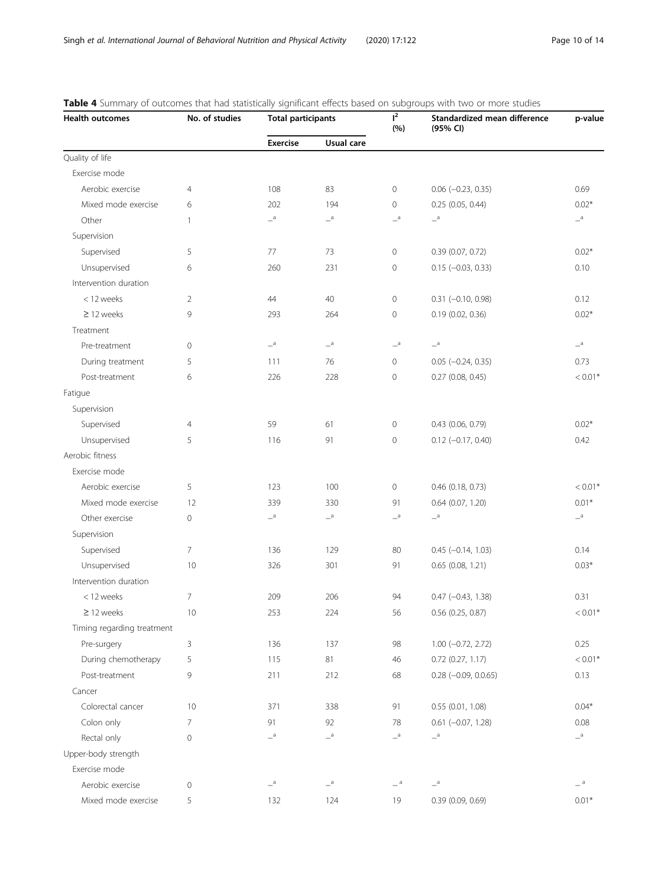**Table 4** Summary of outcomes that had statistically significant effects based on subgroups with two or more studies

| Health outcomes | No. of studies | Total participants | | $I^2$ (%) | Standardized mean difference (95% CI) | p-value |
|---|---|---|---|---|---|---|
| | | Exercise | Usual care | | | |
| Quality of life | | | | | | |
| Exercise mode | | | | | | |
| Aerobic exercise | 4 | 108 | 83 | 0 | 0.06 (−0.23, 0.35) | 0.69 |
| Mixed mode exercise | 6 | 202 | 194 | 0 | 0.25 (0.05, 0.44) | 0.02* |
| Other | 1 | –[a] | –[a] | –[a] | –[a] | –[a] |
| Supervision | | | | | | |
| Supervised | 5 | 77 | 73 | 0 | 0.39 (0.07, 0.72) | 0.02* |
| Unsupervised | 6 | 260 | 231 | 0 | 0.15 (−0.03, 0.33) | 0.10 |
| Intervention duration | | | | | | |
| < 12 weeks | 2 | 44 | 40 | 0 | 0.31 (−0.10, 0.98) | 0.12 |
| ≥ 12 weeks | 9 | 293 | 264 | 0 | 0.19 (0.02, 0.36) | 0.02* |
| Treatment | | | | | | |
| Pre-treatment | 0 | –[a] | –[a] | –[a] | –[a] | –[a] |
| During treatment | 5 | 111 | 76 | 0 | 0.05 (−0.24, 0.35) | 0.73 |
| Post-treatment | 6 | 226 | 228 | 0 | 0.27 (0.08, 0.45) | < 0.01* |
| Fatigue | | | | | | |
| Supervision | | | | | | |
| Supervised | 4 | 59 | 61 | 0 | 0.43 (0.06, 0.79) | 0.02* |
| Unsupervised | 5 | 116 | 91 | 0 | 0.12 (−0.17, 0.40) | 0.42 |
| Aerobic fitness | | | | | | |
| Exercise mode | | | | | | |
| Aerobic exercise | 5 | 123 | 100 | 0 | 0.46 (0.18, 0.73) | < 0.01* |
| Mixed mode exercise | 12 | 339 | 330 | 91 | 0.64 (0.07, 1.20) | 0.01* |
| Other exercise | 0 | –[a] | –[a] | –[a] | –[a] | –[a] |
| Supervision | | | | | | |
| Supervised | 7 | 136 | 129 | 80 | 0.45 (−0.14, 1.03) | 0.14 |
| Unsupervised | 10 | 326 | 301 | 91 | 0.65 (0.08, 1.21) | 0.03* |
| Intervention duration | | | | | | |
| < 12 weeks | 7 | 209 | 206 | 94 | 0.47 (−0.43, 1.38) | 0.31 |
| ≥ 12 weeks | 10 | 253 | 224 | 56 | 0.56 (0.25, 0.87) | < 0.01* |
| Timing regarding treatment | | | | | | |
| Pre-surgery | 3 | 136 | 137 | 98 | 1.00 (−0.72, 2.72) | 0.25 |
| During chemotherapy | 5 | 115 | 81 | 46 | 0.72 (0.27, 1.17) | < 0.01* |
| Post-treatment | 9 | 211 | 212 | 68 | 0.28 (−0.09, 0.0.65) | 0.13 |
| Cancer | | | | | | |
| Colorectal cancer | 10 | 371 | 338 | 91 | 0.55 (0.01, 1.08) | 0.04* |
| Colon only | 7 | 91 | 92 | 78 | 0.61 (−0.07, 1.28) | 0.08 |
| Rectal only | 0 | –[a] | –[a] | –[a] | –[a] | –[a] |
| Upper-body strength | | | | | | |
| Exercise mode | | | | | | |
| Aerobic exercise | 0 | –[a] | –[a] | –[a] | –[a] | –[a] |
| Mixed mode exercise | 5 | 132 | 124 | 19 | 0.39 (0.09, 0.69) | 0.01* |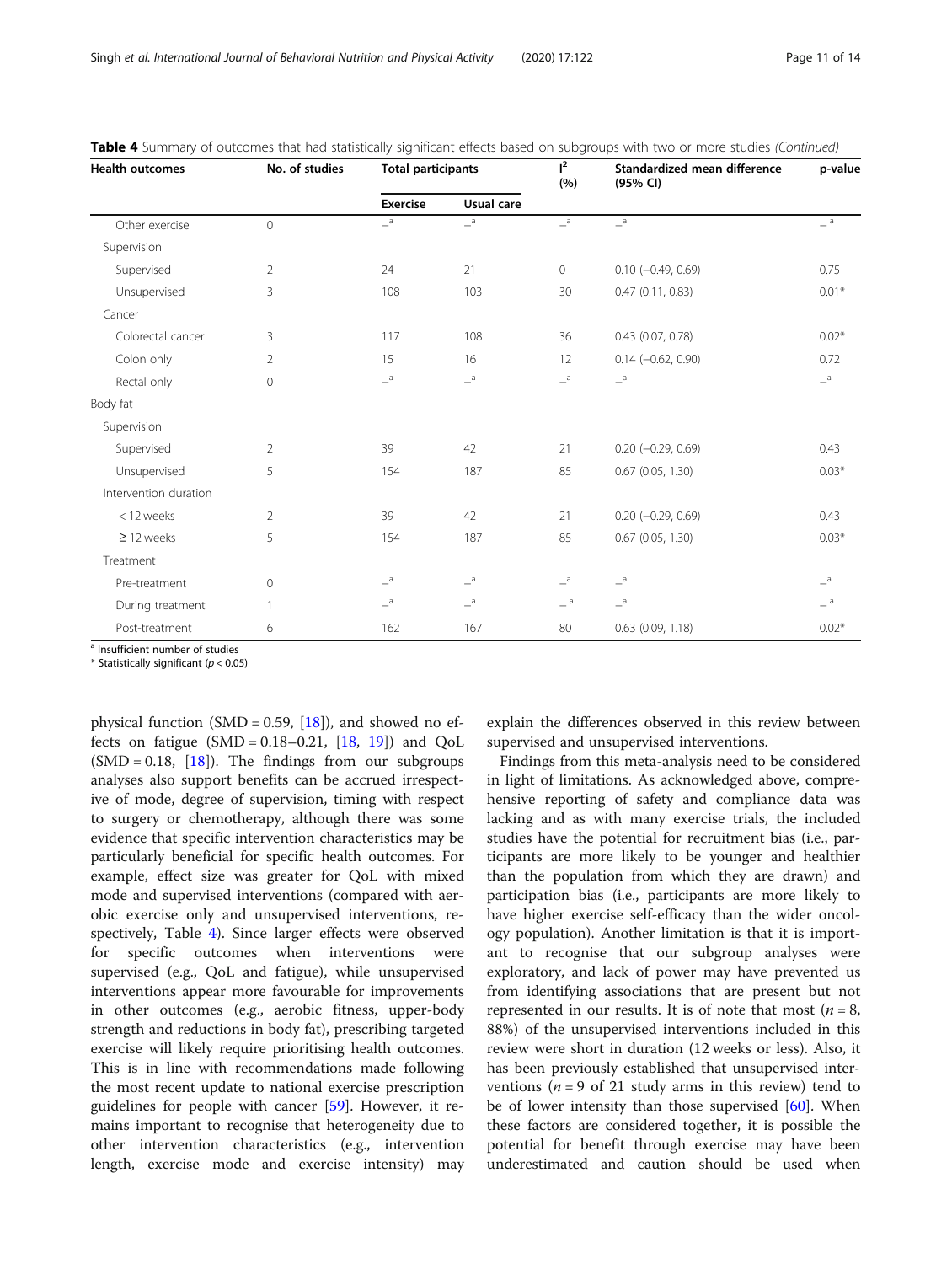**Table 4** Summary of outcomes that had statistically significant effects based on subgroups with two or more studies *(Continued)*

| Health outcomes | No. of studies | Total participants | | $I^2$ (%) | Standardized mean difference (95% CI) | p-value |
|---|---|---|---|---|---|---|
| | | Exercise | Usual care | | | |
| Other exercise | 0 | –[a] | –[a] | –[a] | –[a] | –[a] |
| Supervision | | | | | | |
| Supervised | 2 | 24 | 21 | 0 | 0.10 (−0.49, 0.69) | 0.75 |
| Unsupervised | 3 | 108 | 103 | 30 | 0.47 (0.11, 0.83) | 0.01* |
| Cancer | | | | | | |
| Colorectal cancer | 3 | 117 | 108 | 36 | 0.43 (0.07, 0.78) | 0.02* |
| Colon only | 2 | 15 | 16 | 12 | 0.14 (−0.62, 0.90) | 0.72 |
| Rectal only | 0 | –[a] | –[a] | –[a] | –[a] | –[a] |
| Body fat | | | | | | |
| Supervision | | | | | | |
| Supervised | 2 | 39 | 42 | 21 | 0.20 (−0.29, 0.69) | 0.43 |
| Unsupervised | 5 | 154 | 187 | 85 | 0.67 (0.05, 1.30) | 0.03* |
| Intervention duration | | | | | | |
| < 12 weeks | 2 | 39 | 42 | 21 | 0.20 (−0.29, 0.69) | 0.43 |
| ≥ 12 weeks | 5 | 154 | 187 | 85 | 0.67 (0.05, 1.30) | 0.03* |
| Treatment | | | | | | |
| Pre-treatment | 0 | –[a] | –[a] | –[a] | –[a] | –[a] |
| During treatment | 1 | –[a] | –[a] | –[a] | –[a] | –[a] |
| Post-treatment | 6 | 162 | 167 | 80 | 0.63 (0.09, 1.18) | 0.02* |

[a] Insufficient number of studies

\* Statistically significant ($p < 0.05$)

physical function (SMD = 0.59, [18]), and showed no effects on fatigue (SMD = 0.18–0.21, [18, 19]) and QoL (SMD = 0.18, [18]). The findings from our subgroups analyses also support benefits can be accrued irrespective of mode, degree of supervision, timing with respect to surgery or chemotherapy, although there was some evidence that specific intervention characteristics may be particularly beneficial for specific health outcomes. For example, effect size was greater for QoL with mixed mode and supervised interventions (compared with aerobic exercise only and unsupervised interventions, respectively, Table 4). Since larger effects were observed for specific outcomes when interventions were supervised (e.g., QoL and fatigue), while unsupervised interventions appear more favourable for improvements in other outcomes (e.g., aerobic fitness, upper-body strength and reductions in body fat), prescribing targeted exercise will likely require prioritising health outcomes. This is in line with recommendations made following the most recent update to national exercise prescription guidelines for people with cancer [59]. However, it remains important to recognise that heterogeneity due to other intervention characteristics (e.g., intervention length, exercise mode and exercise intensity) may explain the differences observed in this review between supervised and unsupervised interventions.

Findings from this meta-analysis need to be considered in light of limitations. As acknowledged above, comprehensive reporting of safety and compliance data was lacking and as with many exercise trials, the included studies have the potential for recruitment bias (i.e., participants are more likely to be younger and healthier than the population from which they are drawn) and participation bias (i.e., participants are more likely to have higher exercise self-efficacy than the wider oncology population). Another limitation is that it is important to recognise that our subgroup analyses were exploratory, and lack of power may have prevented us from identifying associations that are present but not represented in our results. It is of note that most ($n$ = 8, 88%) of the unsupervised interventions included in this review were short in duration (12 weeks or less). Also, it has been previously established that unsupervised interventions ($n$ = 9 of 21 study arms in this review) tend to be of lower intensity than those supervised [60]. When these factors are considered together, it is possible the potential for benefit through exercise may have been underestimated and caution should be used when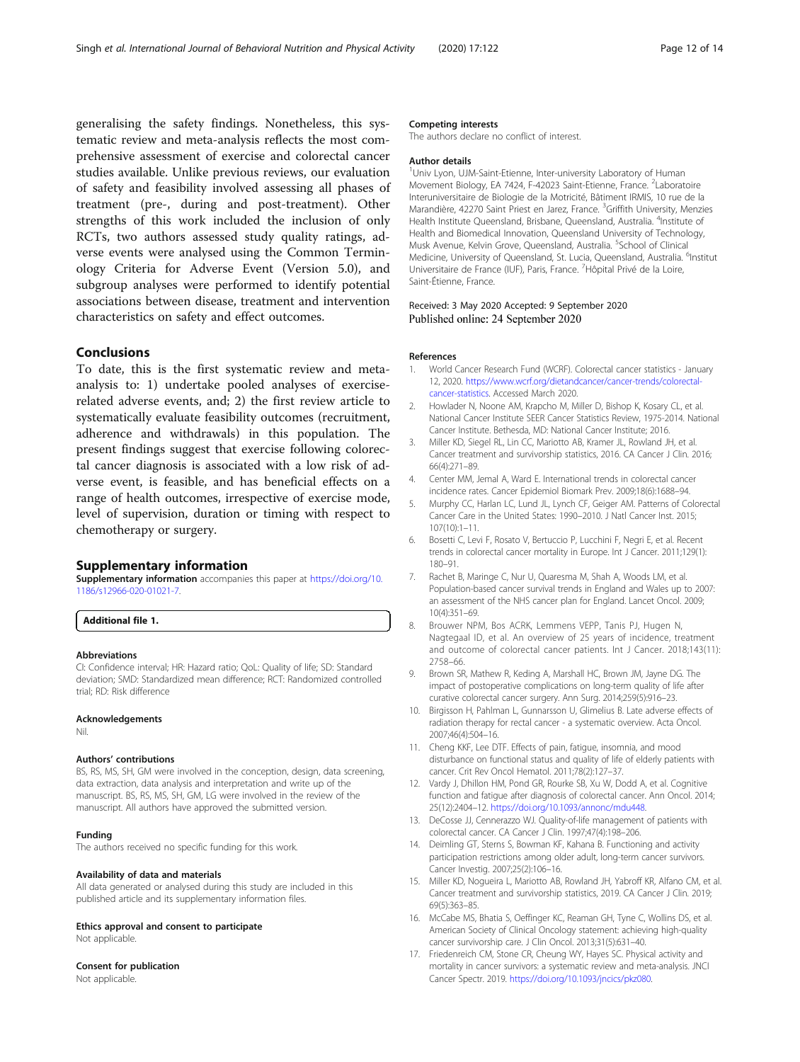generalising the safety findings. Nonetheless, this systematic review and meta-analysis reflects the most comprehensive assessment of exercise and colorectal cancer studies available. Unlike previous reviews, our evaluation of safety and feasibility involved assessing all phases of treatment (pre-, during and post-treatment). Other strengths of this work included the inclusion of only RCTs, two authors assessed study quality ratings, adverse events were analysed using the Common Terminology Criteria for Adverse Event (Version 5.0), and subgroup analyses were performed to identify potential associations between disease, treatment and intervention characteristics on safety and effect outcomes.

## Conclusions

To date, this is the first systematic review and meta-analysis to: 1) undertake pooled analyses of exercise-related adverse events, and; 2) the first review article to systematically evaluate feasibility outcomes (recruitment, adherence and withdrawals) in this population. The present findings suggest that exercise following colorectal cancer diagnosis is associated with a low risk of adverse event, is feasible, and has beneficial effects on a range of health outcomes, irrespective of exercise mode, level of supervision, duration or timing with respect to chemotherapy or surgery.

## Supplementary information

**Supplementary information** accompanies this paper at https://doi.org/10.1186/s12966-020-01021-7.

**Additional file 1.**

#### Abbreviations

CI: Confidence interval; HR: Hazard ratio; QoL: Quality of life; SD: Standard deviation; SMD: Standardized mean difference; RCT: Randomized controlled trial; RD: Risk difference

#### Acknowledgements

Nil.

#### Authors' contributions

BS, RS, MS, SH, GM were involved in the conception, design, data screening, data extraction, data analysis and interpretation and write up of the manuscript. BS, RS, MS, SH, GM, LG were involved in the review of the manuscript. All authors have approved the submitted version.

#### Funding

The authors received no specific funding for this work.

#### Availability of data and materials

All data generated or analysed during this study are included in this published article and its supplementary information files.

#### Ethics approval and consent to participate

Not applicable.

#### Consent for publication

Not applicable.

#### Competing interests

The authors declare no conflict of interest.

#### Author details

[1]Univ Lyon, UJM-Saint-Etienne, Inter-university Laboratory of Human Movement Biology, EA 7424, F-42023 Saint-Etienne, France. [2]Laboratoire Interuniversitaire de Biologie de la Motricité, Bâtiment IRMIS, 10 rue de la Marandière, 42270 Saint Priest en Jarez, France. [3]Griffith University, Menzies Health Institute Queensland, Brisbane, Queensland, Australia. [4]Institute of Health and Biomedical Innovation, Queensland University of Technology, Musk Avenue, Kelvin Grove, Queensland, Australia. [5]School of Clinical Medicine, University of Queensland, St. Lucia, Queensland, Australia. [6]Institut Universitaire de France (IUF), Paris, France. [7]Hôpital Privé de la Loire, Saint-Étienne, France.

Received: 3 May 2020 Accepted: 9 September 2020
Published online: 24 September 2020

#### References

1. World Cancer Research Fund (WCRF). Colorectal cancer statistics - January 12, 2020. https://www.wcrf.org/dietandcancer/cancer-trends/colorectal-cancer-statistics. Accessed March 2020.
2. Howlader N, Noone AM, Krapcho M, Miller D, Bishop K, Kosary CL, et al. National Cancer Institute SEER Cancer Statistics Review, 1975-2014. National Cancer Institute. Bethesda, MD: National Cancer Institute; 2016.
3. Miller KD, Siegel RL, Lin CC, Mariotto AB, Kramer JL, Rowland JH, et al. Cancer treatment and survivorship statistics, 2016. CA Cancer J Clin. 2016; 66(4):271–89.
4. Center MM, Jemal A, Ward E. International trends in colorectal cancer incidence rates. Cancer Epidemiol Biomark Prev. 2009;18(6):1688–94.
5. Murphy CC, Harlan LC, Lund JL, Lynch CF, Geiger AM. Patterns of Colorectal Cancer Care in the United States: 1990–2010. J Natl Cancer Inst. 2015; 107(10):1–11.
6. Bosetti C, Levi F, Rosato V, Bertuccio P, Lucchini F, Negri E, et al. Recent trends in colorectal cancer mortality in Europe. Int J Cancer. 2011;129(1): 180–91.
7. Rachet B, Maringe C, Nur U, Quaresma M, Shah A, Woods LM, et al. Population-based cancer survival trends in England and Wales up to 2007: an assessment of the NHS cancer plan for England. Lancet Oncol. 2009; 10(4):351–69.
8. Brouwer NPM, Bos ACRK, Lemmens VEPP, Tanis PJ, Hugen N, Nagtegaal ID, et al. An overview of 25 years of incidence, treatment and outcome of colorectal cancer patients. Int J Cancer. 2018;143(11): 2758–66.
9. Brown SR, Mathew R, Keding A, Marshall HC, Brown JM, Jayne DG. The impact of postoperative complications on long-term quality of life after curative colorectal cancer surgery. Ann Surg. 2014;259(5):916–23.
10. Birgisson H, Pahlman L, Gunnarsson U, Glimelius B. Late adverse effects of radiation therapy for rectal cancer - a systematic overview. Acta Oncol. 2007;46(4):504–16.
11. Cheng KKF, Lee DTF. Effects of pain, fatigue, insomnia, and mood disturbance on functional status and quality of life of elderly patients with cancer. Crit Rev Oncol Hematol. 2011;78(2):127–37.
12. Vardy J, Dhillon HM, Pond GR, Rourke SB, Xu W, Dodd A, et al. Cognitive function and fatigue after diagnosis of colorectal cancer. Ann Oncol. 2014; 25(12):2404–12. https://doi.org/10.1093/annonc/mdu448.
13. DeCosse JJ, Cennerazzo WJ. Quality-of-life management of patients with colorectal cancer. CA Cancer J Clin. 1997;47(4):198–206.
14. Deimling GT, Sterns S, Bowman KF, Kahana B. Functioning and activity participation restrictions among older adult, long-term cancer survivors. Cancer Investig. 2007;25(2):106–16.
15. Miller KD, Nogueira L, Mariotto AB, Rowland JH, Yabroff KR, Alfano CM, et al. Cancer treatment and survivorship statistics, 2019. CA Cancer J Clin. 2019; 69(5):363–85.
16. McCabe MS, Bhatia S, Oeffinger KC, Reaman GH, Tyne C, Wollins DS, et al. American Society of Clinical Oncology statement: achieving high-quality cancer survivorship care. J Clin Oncol. 2013;31(5):631–40.
17. Friedenreich CM, Stone CR, Cheung WY, Hayes SC. Physical activity and mortality in cancer survivors: a systematic review and meta-analysis. JNCI Cancer Spectr. 2019. https://doi.org/10.1093/jncics/pkz080.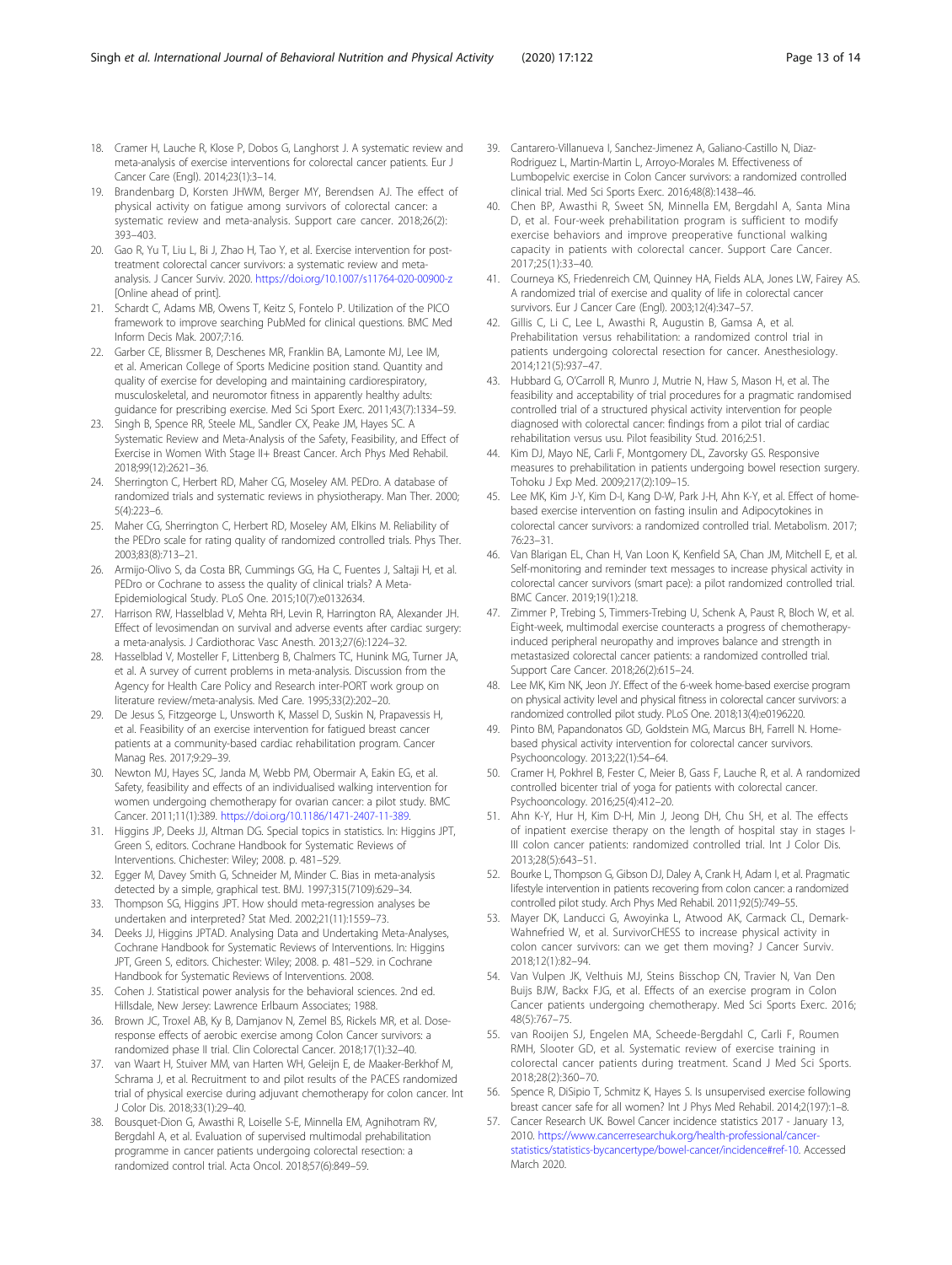18. Cramer H, Lauche R, Klose P, Dobos G, Langhorst J. A systematic review and meta-analysis of exercise interventions for colorectal cancer patients. Eur J Cancer Care (Engl). 2014;23(1):3–14.
19. Brandenbarg D, Korsten JHWM, Berger MY, Berendsen AJ. The effect of physical activity on fatigue among survivors of colorectal cancer: a systematic review and meta-analysis. Support care cancer. 2018;26(2): 393–403.
20. Gao R, Yu T, Liu L, Bi J, Zhao H, Tao Y, et al. Exercise intervention for post-treatment colorectal cancer survivors: a systematic review and meta-analysis. J Cancer Surviv. 2020. https://doi.org/10.1007/s11764-020-00900-z [Online ahead of print].
21. Schardt C, Adams MB, Owens T, Keitz S, Fontelo P. Utilization of the PICO framework to improve searching PubMed for clinical questions. BMC Med Inform Decis Mak. 2007;7:16.
22. Garber CE, Blissmer B, Deschenes MR, Franklin BA, Lamonte MJ, Lee IM, et al. American College of Sports Medicine position stand. Quantity and quality of exercise for developing and maintaining cardiorespiratory, musculoskeletal, and neuromotor fitness in apparently healthy adults: guidance for prescribing exercise. Med Sci Sport Exerc. 2011;43(7):1334–59.
23. Singh B, Spence RR, Steele ML, Sandler CX, Peake JM, Hayes SC. A Systematic Review and Meta-Analysis of the Safety, Feasibility, and Effect of Exercise in Women With Stage II+ Breast Cancer. Arch Phys Med Rehabil. 2018;99(12):2621–36.
24. Sherrington C, Herbert RD, Maher CG, Moseley AM. PEDro. A database of randomized trials and systematic reviews in physiotherapy. Man Ther. 2000; 5(4):223–6.
25. Maher CG, Sherrington C, Herbert RD, Moseley AM, Elkins M. Reliability of the PEDro scale for rating quality of randomized controlled trials. Phys Ther. 2003;83(8):713–21.
26. Armijo-Olivo S, da Costa BR, Cummings GG, Ha C, Fuentes J, Saltaji H, et al. PEDro or Cochrane to assess the quality of clinical trials? A Meta-Epidemiological Study. PLoS One. 2015;10(7):e0132634.
27. Harrison RW, Hasselblad V, Mehta RH, Levin R, Harrington RA, Alexander JH. Effect of levosimendan on survival and adverse events after cardiac surgery: a meta-analysis. J Cardiothorac Vasc Anesth. 2013;27(6):1224–32.
28. Hasselblad V, Mosteller F, Littenberg B, Chalmers TC, Hunink MG, Turner JA, et al. A survey of current problems in meta-analysis. Discussion from the Agency for Health Care Policy and Research inter-PORT work group on literature review/meta-analysis. Med Care. 1995;33(2):202–20.
29. De Jesus S, Fitzgeorge L, Unsworth K, Massel D, Suskin N, Prapavessis H, et al. Feasibility of an exercise intervention for fatigued breast cancer patients at a community-based cardiac rehabilitation program. Cancer Manag Res. 2017;9:29–39.
30. Newton MJ, Hayes SC, Janda M, Webb PM, Obermair A, Eakin EG, et al. Safety, feasibility and effects of an individualised walking intervention for women undergoing chemotherapy for ovarian cancer: a pilot study. BMC Cancer. 2011;11(1):389. https://doi.org/10.1186/1471-2407-11-389.
31. Higgins JP, Deeks JJ, Altman DG. Special topics in statistics. In: Higgins JPT, Green S, editors. Cochrane Handbook for Systematic Reviews of Interventions. Chichester: Wiley; 2008. p. 481–529.
32. Egger M, Davey Smith G, Schneider M, Minder C. Bias in meta-analysis detected by a simple, graphical test. BMJ. 1997;315(7109):629–34.
33. Thompson SG, Higgins JPT. How should meta-regression analyses be undertaken and interpreted? Stat Med. 2002;21(11):1559–73.
34. Deeks JJ, Higgins JPTAD. Analysing Data and Undertaking Meta-Analyses, Cochrane Handbook for Systematic Reviews of Interventions. In: Higgins JPT, Green S, editors. Chichester: Wiley; 2008. p. 481–529. in Cochrane Handbook for Systematic Reviews of Interventions. 2008.
35. Cohen J. Statistical power analysis for the behavioral sciences. 2nd ed. Hillsdale, New Jersey: Lawrence Erlbaum Associates; 1988.
36. Brown JC, Troxel AB, Ky B, Damjanov N, Zemel BS, Rickels MR, et al. Dose-response effects of aerobic exercise among Colon Cancer survivors: a randomized phase II trial. Clin Colorectal Cancer. 2018;17(1):32–40.
37. van Waart H, Stuiver MM, van Harten WH, Geleijn E, de Maaker-Berkhof M, Schrama J, et al. Recruitment to and pilot results of the PACES randomized trial of physical exercise during adjuvant chemotherapy for colon cancer. Int J Color Dis. 2018;33(1):29–40.
38. Bousquet-Dion G, Awasthi R, Loiselle S-E, Minnella EM, Agnihotram RV, Bergdahl A, et al. Evaluation of supervised multimodal prehabilitation programme in cancer patients undergoing colorectal resection: a randomized control trial. Acta Oncol. 2018;57(6):849–59.
39. Cantarero-Villanueva I, Sanchez-Jimenez A, Galiano-Castillo N, Diaz-Rodriguez L, Martin-Martin L, Arroyo-Morales M. Effectiveness of Lumbopelvic exercise in Colon Cancer survivors: a randomized controlled clinical trial. Med Sci Sports Exerc. 2016;48(8):1438–46.
40. Chen BP, Awasthi R, Sweet SN, Minnella EM, Bergdahl A, Santa Mina D, et al. Four-week prehabilitation program is sufficient to modify exercise behaviors and improve preoperative functional walking capacity in patients with colorectal cancer. Support Care Cancer. 2017;25(1):33–40.
41. Courneya KS, Friedenreich CM, Quinney HA, Fields ALA, Jones LW, Fairey AS. A randomized trial of exercise and quality of life in colorectal cancer survivors. Eur J Cancer Care (Engl). 2003;12(4):347–57.
42. Gillis C, Li C, Lee L, Awasthi R, Augustin B, Gamsa A, et al. Prehabilitation versus rehabilitation: a randomized control trial in patients undergoing colorectal resection for cancer. Anesthesiology. 2014;121(5):937–47.
43. Hubbard G, O'Carroll R, Munro J, Mutrie N, Haw S, Mason H, et al. The feasibility and acceptability of trial procedures for a pragmatic randomised controlled trial of a structured physical activity intervention for people diagnosed with colorectal cancer: findings from a pilot trial of cardiac rehabilitation versus usu. Pilot feasibility Stud. 2016;2:51.
44. Kim DJ, Mayo NE, Carli F, Montgomery DL, Zavorsky GS. Responsive measures to prehabilitation in patients undergoing bowel resection surgery. Tohoku J Exp Med. 2009;217(2):109–15.
45. Lee MK, Kim J-Y, Kim D-I, Kang D-W, Park J-H, Ahn K-Y, et al. Effect of home-based exercise intervention on fasting insulin and Adipocytokines in colorectal cancer survivors: a randomized controlled trial. Metabolism. 2017; 76:23–31.
46. Van Blarigan EL, Chan H, Van Loon K, Kenfield SA, Chan JM, Mitchell E, et al. Self-monitoring and reminder text messages to increase physical activity in colorectal cancer survivors (smart pace): a pilot randomized controlled trial. BMC Cancer. 2019;19(1):218.
47. Zimmer P, Trebing S, Timmers-Trebing U, Schenk A, Paust R, Bloch W, et al. Eight-week, multimodal exercise counteracts a progress of chemotherapy-induced peripheral neuropathy and improves balance and strength in metastasized colorectal cancer patients: a randomized controlled trial. Support Care Cancer. 2018;26(2):615–24.
48. Lee MK, Kim NK, Jeon JY. Effect of the 6-week home-based exercise program on physical activity level and physical fitness in colorectal cancer survivors: a randomized controlled pilot study. PLoS One. 2018;13(4):e0196220.
49. Pinto BM, Papandonatos GD, Goldstein MG, Marcus BH, Farrell N. Home-based physical activity intervention for colorectal cancer survivors. Psychooncology. 2013;22(1):54–64.
50. Cramer H, Pokhrel B, Fester C, Meier B, Gass F, Lauche R, et al. A randomized controlled bicenter trial of yoga for patients with colorectal cancer. Psychooncology. 2016;25(4):412–20.
51. Ahn K-Y, Hur H, Kim D-H, Min J, Jeong DH, Chu SH, et al. The effects of inpatient exercise therapy on the length of hospital stay in stages I-III colon cancer patients: randomized controlled trial. Int J Color Dis. 2013;28(5):643–51.
52. Bourke L, Thompson G, Gibson DJ, Daley A, Crank H, Adam I, et al. Pragmatic lifestyle intervention in patients recovering from colon cancer: a randomized controlled pilot study. Arch Phys Med Rehabil. 2011;92(5):749–55.
53. Mayer DK, Landucci G, Awoyinka L, Atwood AK, Carmack CL, Demark-Wahnefried W, et al. SurvivorCHESS to increase physical activity in colon cancer survivors: can we get them moving? J Cancer Surviv. 2018;12(1):82–94.
54. Van Vulpen JK, Velthuis MJ, Steins Bisschop CN, Travier N, Van Den Buijs BJW, Backx FJG, et al. Effects of an exercise program in Colon Cancer patients undergoing chemotherapy. Med Sci Sports Exerc. 2016; 48(5):767–75.
55. van Rooijen SJ, Engelen MA, Scheede-Bergdahl C, Carli F, Roumen RMH, Slooter GD, et al. Systematic review of exercise training in colorectal cancer patients during treatment. Scand J Med Sci Sports. 2018;28(2):360–70.
56. Spence R, DiSipio T, Schmitz K, Hayes S. Is unsupervised exercise following breast cancer safe for all women? Int J Phys Med Rehabil. 2014;2(197):1–8.
57. Cancer Research UK. Bowel Cancer incidence statistics 2017 - January 13, 2010. https://www.cancerresearchuk.org/health-professional/cancer-statistics/statistics-bycancertype/bowel-cancer/incidence#ref-10. Accessed March 2020.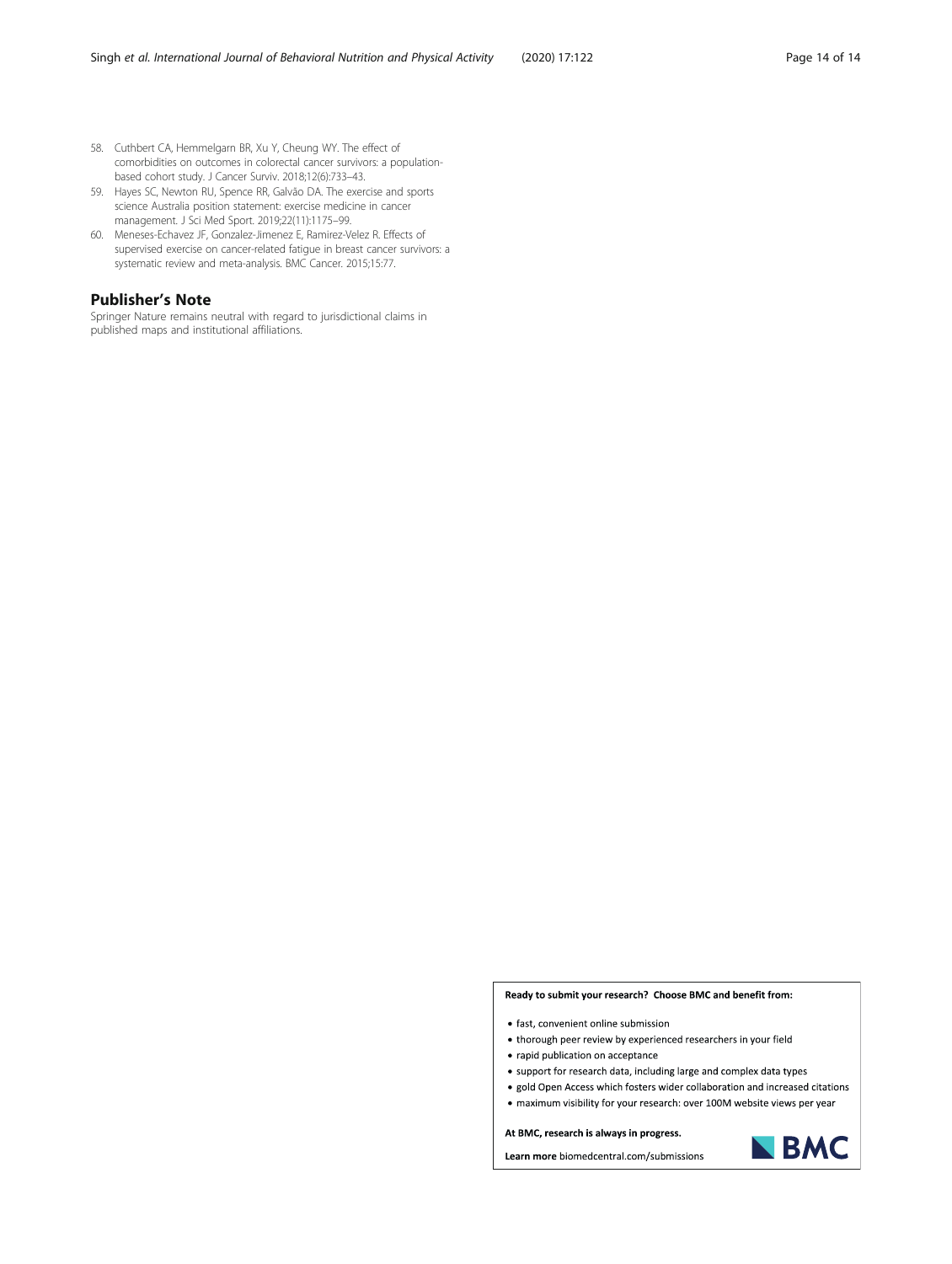58. Cuthbert CA, Hemmelgarn BR, Xu Y, Cheung WY. The effect of comorbidities on outcomes in colorectal cancer survivors: a population-based cohort study. J Cancer Surviv. 2018;12(6):733–43.
59. Hayes SC, Newton RU, Spence RR, Galvão DA. The exercise and sports science Australia position statement: exercise medicine in cancer management. J Sci Med Sport. 2019;22(11):1175–99.
60. Meneses-Echavez JF, Gonzalez-Jimenez E, Ramirez-Velez R. Effects of supervised exercise on cancer-related fatigue in breast cancer survivors: a systematic review and meta-analysis. BMC Cancer. 2015;15:77.

## Publisher's Note

Springer Nature remains neutral with regard to jurisdictional claims in published maps and institutional affiliations.

**Ready to submit your research? Choose BMC and benefit from:**

- fast, convenient online submission
- thorough peer review by experienced researchers in your field
- rapid publication on acceptance
- support for research data, including large and complex data types
- gold Open Access which fosters wider collaboration and increased citations
- maximum visibility for your research: over 100M website views per year

**At BMC, research is always in progress.**

**Learn more** biomedcentral.com/submissions

BMC